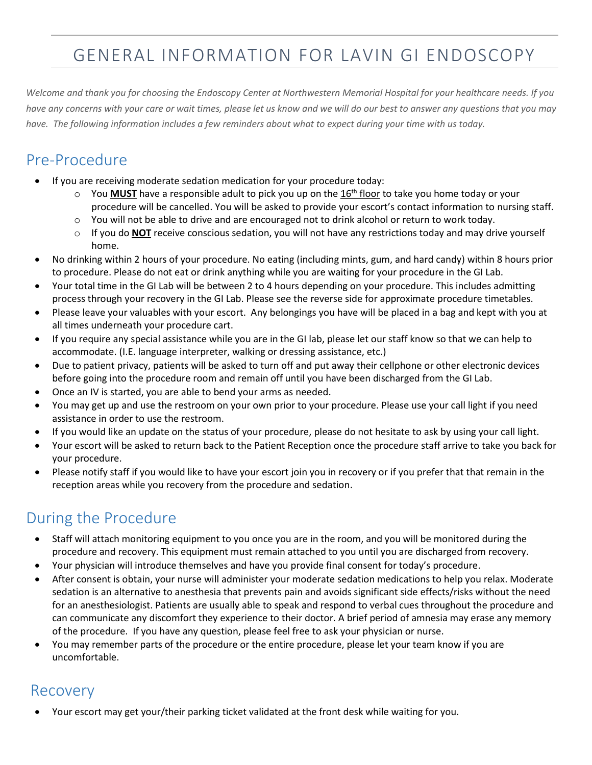# GENERAL INFORMATION FOR LAVIN GI ENDOSCOPY

*Welcome and thank you for choosing the Endoscopy Center at Northwestern Memorial Hospital for your healthcare needs. If you have any concerns with your care or wait times, please let us know and we will do our best to answer any questions that you may have. The following information includes a few reminders about what to expect during your time with us today.*

## Pre-Procedure

- If you are receiving moderate sedation medication for your procedure today:
  - You **MUST** have a responsible adult to pick you up on the 16th floor to take you home today or your procedure will be cancelled. You will be asked to provide your escort's contact information to nursing staff.
  - You will not be able to drive and are encouraged not to drink alcohol or return to work today.
  - If you do **NOT** receive conscious sedation, you will not have any restrictions today and may drive yourself home.
- No drinking within 2 hours of your procedure. No eating (including mints, gum, and hard candy) within 8 hours prior to procedure. Please do not eat or drink anything while you are waiting for your procedure in the GI Lab.
- Your total time in the GI Lab will be between 2 to 4 hours depending on your procedure. This includes admitting process through your recovery in the GI Lab. Please see the reverse side for approximate procedure timetables.
- Please leave your valuables with your escort. Any belongings you have will be placed in a bag and kept with you at all times underneath your procedure cart.
- If you require any special assistance while you are in the GI lab, please let our staff know so that we can help to accommodate. (I.E. language interpreter, walking or dressing assistance, etc.)
- Due to patient privacy, patients will be asked to turn off and put away their cellphone or other electronic devices before going into the procedure room and remain off until you have been discharged from the GI Lab.
- Once an IV is started, you are able to bend your arms as needed.
- You may get up and use the restroom on your own prior to your procedure. Please use your call light if you need assistance in order to use the restroom.
- If you would like an update on the status of your procedure, please do not hesitate to ask by using your call light.
- Your escort will be asked to return back to the Patient Reception once the procedure staff arrive to take you back for your procedure.
- Please notify staff if you would like to have your escort join you in recovery or if you prefer that that remain in the reception areas while you recovery from the procedure and sedation.

## During the Procedure

- Staff will attach monitoring equipment to you once you are in the room, and you will be monitored during the procedure and recovery. This equipment must remain attached to you until you are discharged from recovery.
- Your physician will introduce themselves and have you provide final consent for today's procedure.
- After consent is obtain, your nurse will administer your moderate sedation medications to help you relax. Moderate sedation is an alternative to anesthesia that prevents pain and avoids significant side effects/risks without the need for an anesthesiologist. Patients are usually able to speak and respond to verbal cues throughout the procedure and can communicate any discomfort they experience to their doctor. A brief period of amnesia may erase any memory of the procedure. If you have any question, please feel free to ask your physician or nurse.
- You may remember parts of the procedure or the entire procedure, please let your team know if you are uncomfortable.

## Recovery

- Your escort may get your/their parking ticket validated at the front desk while waiting for you.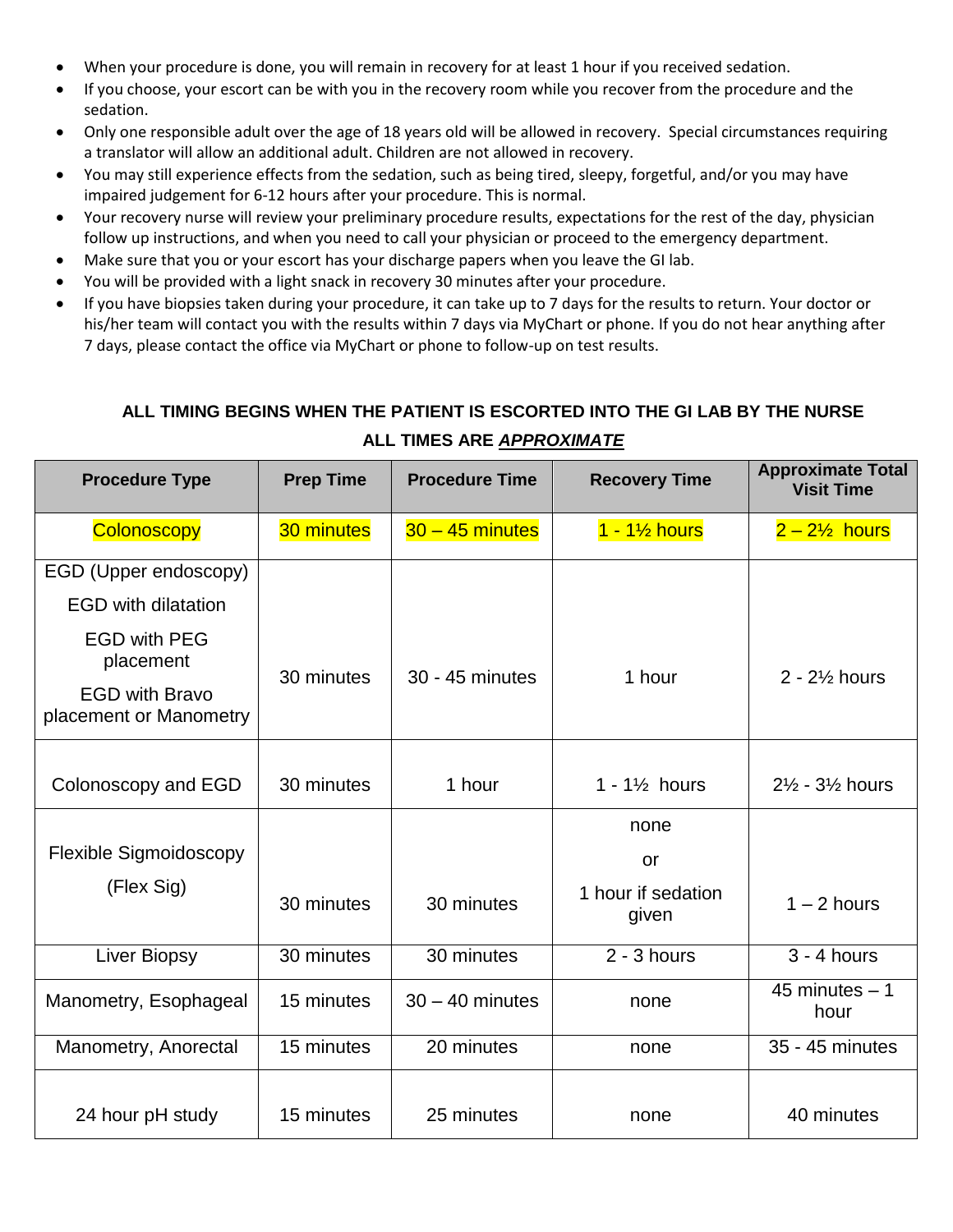- When your procedure is done, you will remain in recovery for at least 1 hour if you received sedation.
- If you choose, your escort can be with you in the recovery room while you recover from the procedure and the sedation.
- Only one responsible adult over the age of 18 years old will be allowed in recovery. Special circumstances requiring a translator will allow an additional adult. Children are not allowed in recovery.
- You may still experience effects from the sedation, such as being tired, sleepy, forgetful, and/or you may have impaired judgement for 6-12 hours after your procedure. This is normal.
- Your recovery nurse will review your preliminary procedure results, expectations for the rest of the day, physician follow up instructions, and when you need to call your physician or proceed to the emergency department.
- Make sure that you or your escort has your discharge papers when you leave the GI lab.
- You will be provided with a light snack in recovery 30 minutes after your procedure.
- If you have biopsies taken during your procedure, it can take up to 7 days for the results to return. Your doctor or his/her team will contact you with the results within 7 days via MyChart or phone. If you do not hear anything after 7 days, please contact the office via MyChart or phone to follow-up on test results.

**ALL TIMING BEGINS WHEN THE PATIENT IS ESCORTED INTO THE GI LAB BY THE NURSE**

**ALL TIMES ARE *APPROXIMATE***

| Procedure Type | Prep Time | Procedure Time | Recovery Time | Approximate Total Visit Time |
|---|---|---|---|---|
| Colonoscopy | 30 minutes | 30 – 45 minutes | 1 - 1½ hours | 2 – 2½ hours |
| EGD (Upper endoscopy)<br>EGD with dilatation<br>EGD with PEG placement<br>EGD with Bravo placement or Manometry | 30 minutes | 30 - 45 minutes | 1 hour | 2 - 2½ hours |
| Colonoscopy and EGD | 30 minutes | 1 hour | 1 - 1½ hours | 2½ - 3½ hours |
| Flexible Sigmoidoscopy (Flex Sig) | 30 minutes | 30 minutes | none or 1 hour if sedation given | 1 – 2 hours |
| Liver Biopsy | 30 minutes | 30 minutes | 2 - 3 hours | 3 - 4 hours |
| Manometry, Esophageal | 15 minutes | 30 – 40 minutes | none | 45 minutes – 1 hour |
| Manometry, Anorectal | 15 minutes | 20 minutes | none | 35 - 45 minutes |
| 24 hour pH study | 15 minutes | 25 minutes | none | 40 minutes |